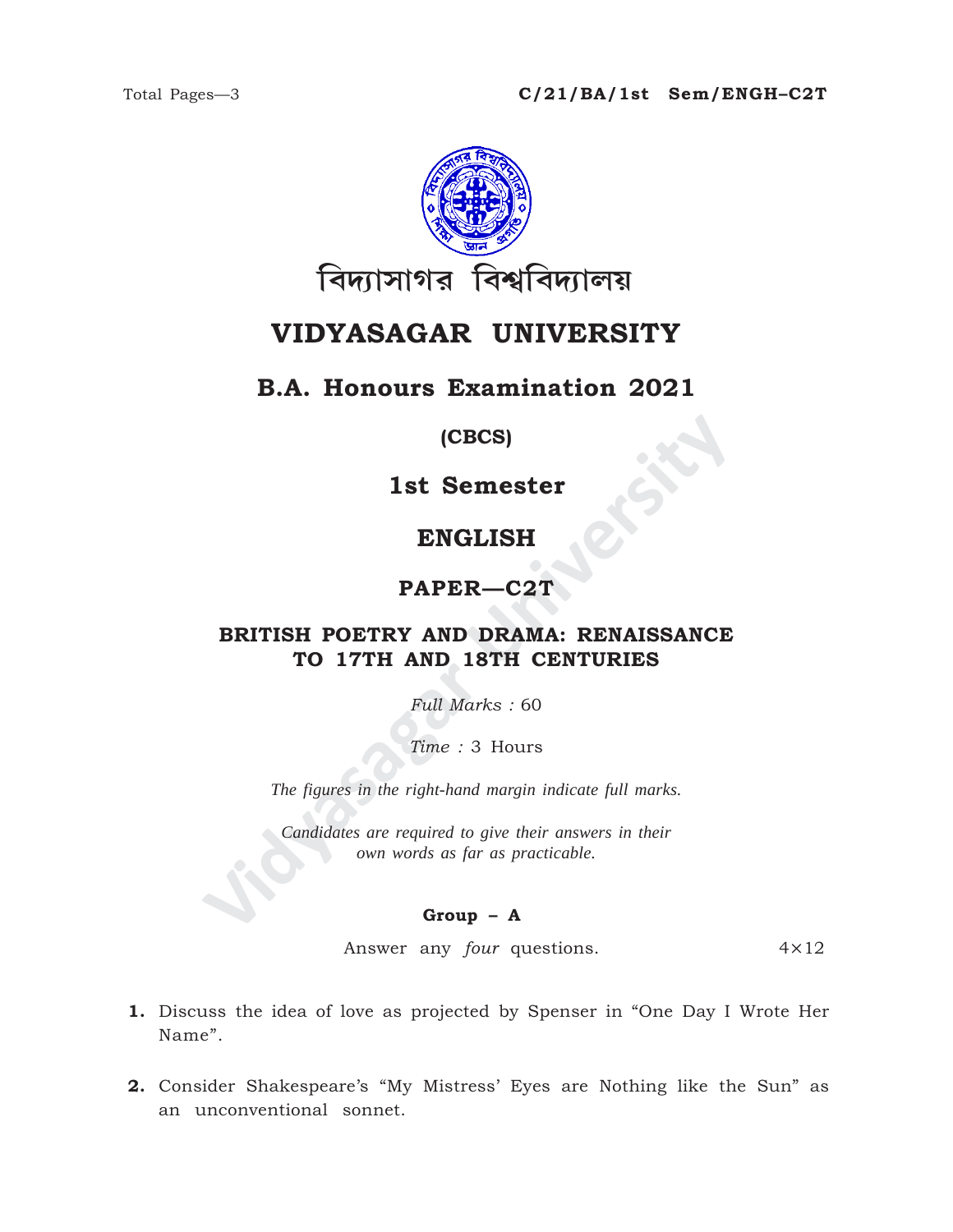C/21/BA/1st Sem/ENGH–C2T

বিদ্যাসাগর বিশ্ববিদ্যালয়

# VIDYASAGAR UNIVERSITY

## B.A. Honours Examination 2021

**(CBCS)**

**1st Semester**

**ENGLISH**

**PAPER—C2T**

**BRITISH POETRY AND DRAMA: RENAISSANCE TO 17TH AND 18TH CENTURIES**

*Full Marks :* 60

*Time :* 3 Hours

*The figures in the right-hand margin indicate full marks.*

*Candidates are required to give their answers in their own words as far as practicable.*

### Group – A

Answer any *four* questions. 4×12

**1.** Discuss the idea of love as projected by Spenser in "One Day I Wrote Her Name".

**2.** Consider Shakespeare's "My Mistress' Eyes are Nothing like the Sun" as an unconventional sonnet.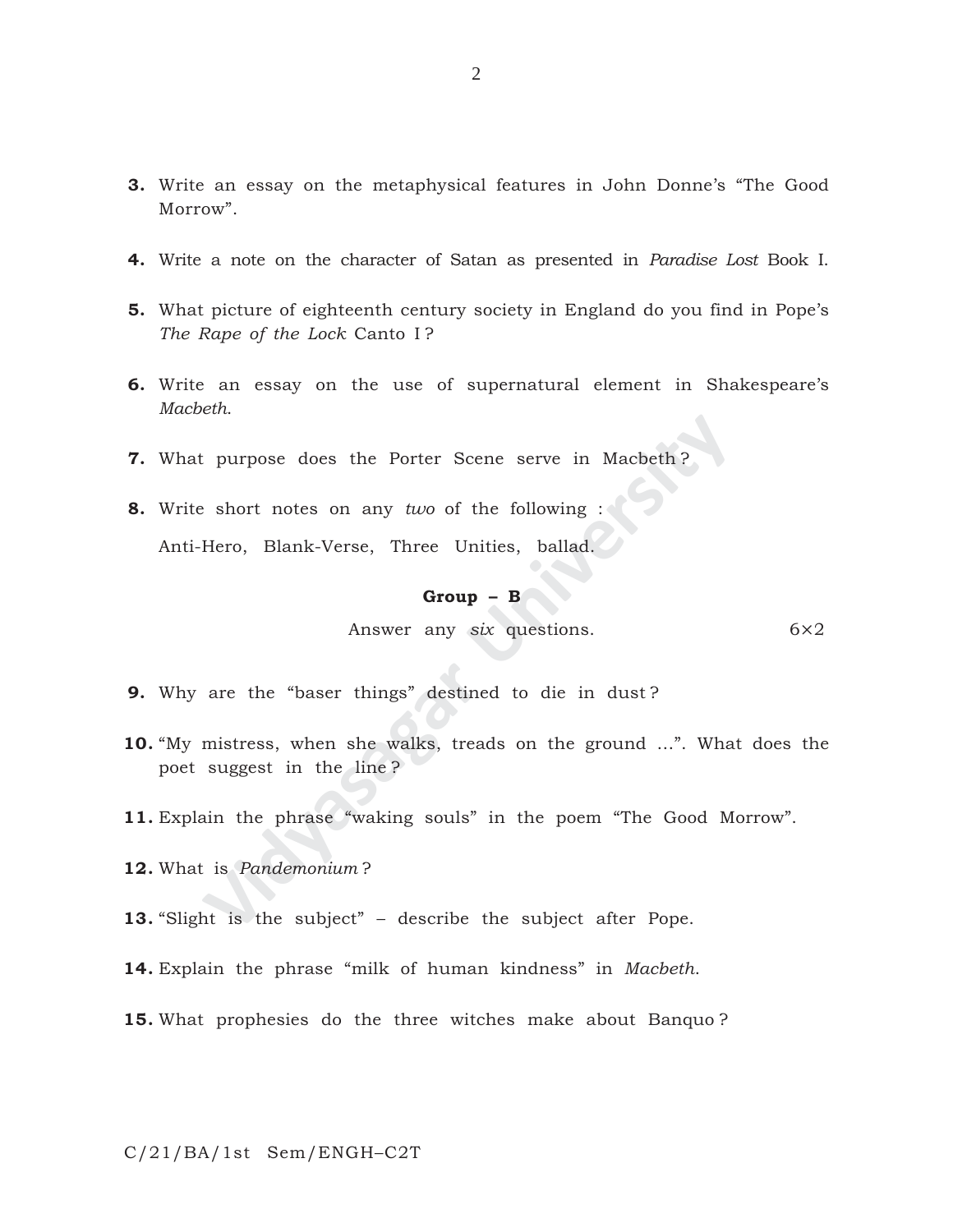3. Write an essay on the metaphysical features in John Donne's "The Good Morrow".

4. Write a note on the character of Satan as presented in *Paradise Lost* Book I.

5. What picture of eighteenth century society in England do you find in Pope's *The Rape of the Lock* Canto I ?

6. Write an essay on the use of supernatural element in Shakespeare's *Macbeth*.

7. What purpose does the Porter Scene serve in Macbeth ?

8. Write short notes on any *two* of the following :

   Anti-Hero, Blank-Verse, Three Unities, ballad.

**Group – B**

Answer any *six* questions. 6×2

9. Why are the "baser things" destined to die in dust ?

10. "My mistress, when she walks, treads on the ground ...". What does the poet suggest in the line ?

11. Explain the phrase "waking souls" in the poem "The Good Morrow".

12. What is *Pandemonium* ?

13. "Slight is the subject" – describe the subject after Pope.

14. Explain the phrase "milk of human kindness" in *Macbeth*.

15. What prophesies do the three witches make about Banquo ?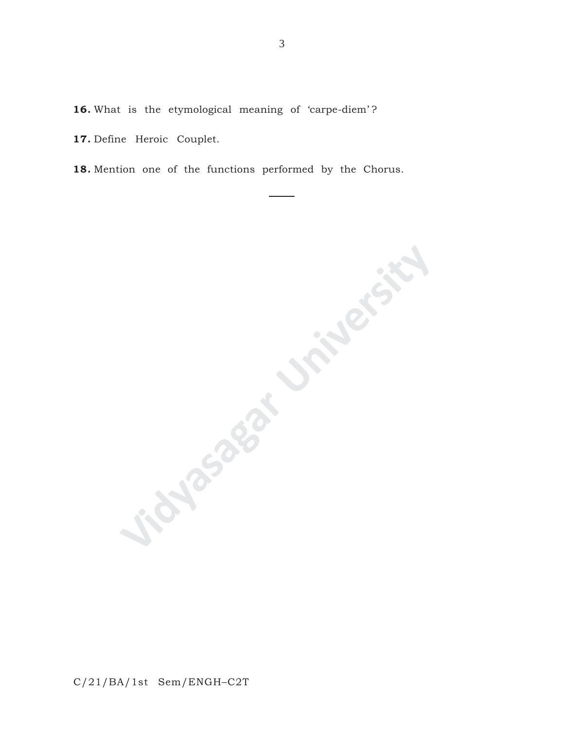**16.** What is the etymological meaning of 'carpe-diem'?

**17.** Define Heroic Couplet.

**18.** Mention one of the functions performed by the Chorus.

---